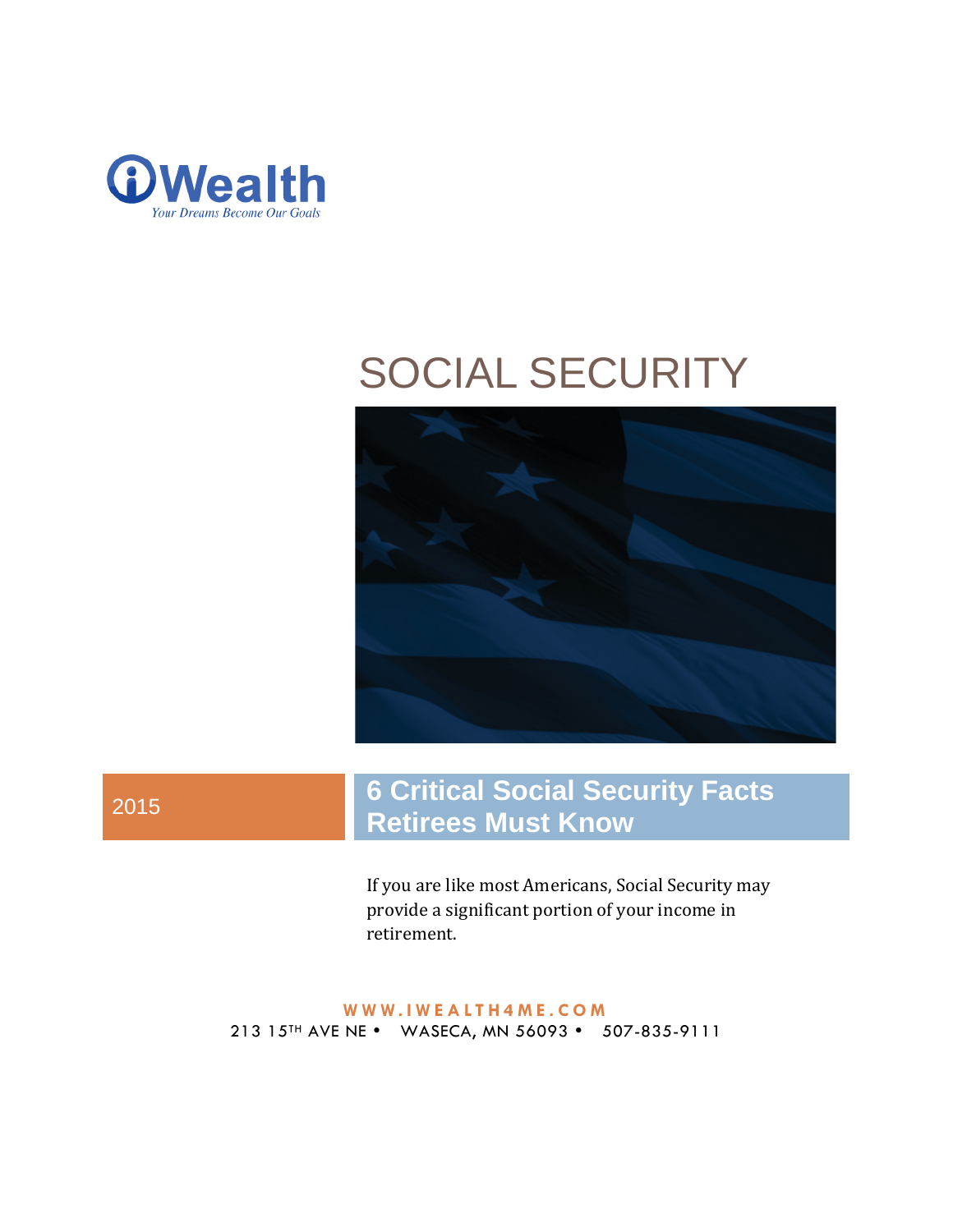iWealth

*Your Dreams Become Our Goals*

# SOCIAL SECURITY

2015

## 6 Critical Social Security Facts Retirees Must Know

If you are like most Americans, Social Security may provide a significant portion of your income in retirement.

WWW.IWEALTH4ME.COM

213 15TH AVE NE • WASECA, MN 56093 • 507-835-9111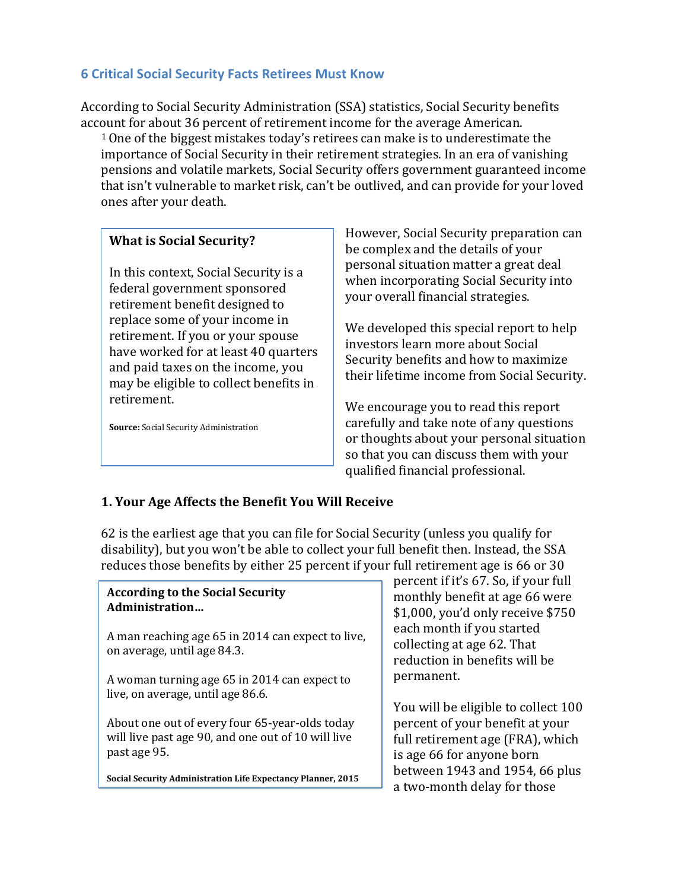## 6 Critical Social Security Facts Retirees Must Know

According to Social Security Administration (SSA) statistics, Social Security benefits account for about 36 percent of retirement income for the average American. [1] One of the biggest mistakes today's retirees can make is to underestimate the importance of Social Security in their retirement strategies. In an era of vanishing pensions and volatile markets, Social Security offers government guaranteed income that isn't vulnerable to market risk, can't be outlived, and can provide for your loved ones after your death.

> **What is Social Security?**
>
> In this context, Social Security is a federal government sponsored retirement benefit designed to replace some of your income in retirement. If you or your spouse have worked for at least 40 quarters and paid taxes on the income, you may be eligible to collect benefits in retirement.
>
> **Source:** Social Security Administration

However, Social Security preparation can be complex and the details of your personal situation matter a great deal when incorporating Social Security into your overall financial strategies.

We developed this special report to help investors learn more about Social Security benefits and how to maximize their lifetime income from Social Security.

We encourage you to read this report carefully and take note of any questions or thoughts about your personal situation so that you can discuss them with your qualified financial professional.

### 1. Your Age Affects the Benefit You Will Receive

62 is the earliest age that you can file for Social Security (unless you qualify for disability), but you won't be able to collect your full benefit then. Instead, the SSA reduces those benefits by either 25 percent if your full retirement age is 66 or 30 percent if it's 67. So, if your full monthly benefit at age 66 were $1,000, you'd only receive $750 each month if you started collecting at age 62. That reduction in benefits will be permanent.

> **According to the Social Security Administration…**
>
> A man reaching age 65 in 2014 can expect to live, on average, until age 84.3.
>
> A woman turning age 65 in 2014 can expect to live, on average, until age 86.6.
>
> About one out of every four 65-year-olds today will live past age 90, and one out of 10 will live past age 95.
>
> **Social Security Administration Life Expectancy Planner, 2015**

You will be eligible to collect 100 percent of your benefit at your full retirement age (FRA), which is age 66 for anyone born between 1943 and 1954, 66 plus a two-month delay for those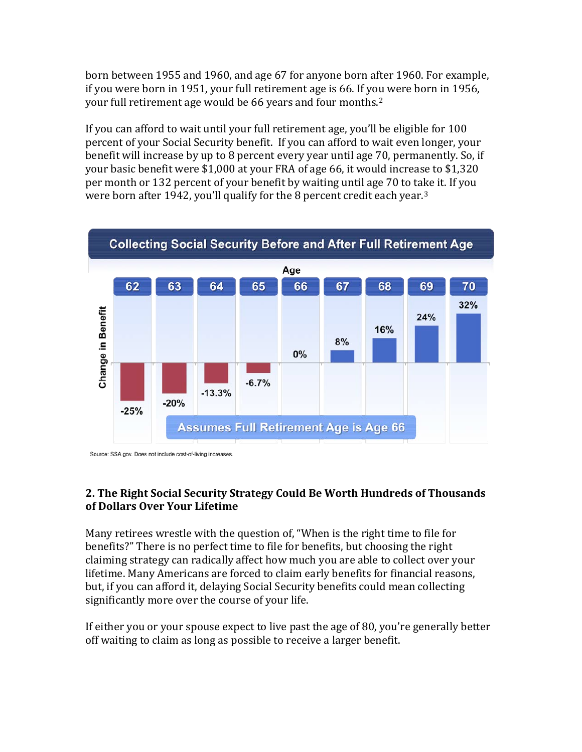born between 1955 and 1960, and age 67 for anyone born after 1960. For example, if you were born in 1951, your full retirement age is 66. If you were born in 1956, your full retirement age would be 66 years and four months.[2]

If you can afford to wait until your full retirement age, you'll be eligible for 100 percent of your Social Security benefit. If you can afford to wait even longer, your benefit will increase by up to 8 percent every year until age 70, permanently. So, if your basic benefit were $1,000 at your FRA of age 66, it would increase to $1,320 per month or 132 percent of your benefit by waiting until age 70 to take it. If you were born after 1942, you'll qualify for the 8 percent credit each year.[3]

**Collecting Social Security Before and After Full Retirement Age**

| Age | 62 | 63 | 64 | 65 | 66 | 67 | 68 | 69 | 70 |
|---|---|---|---|---|---|---|---|---|---|
| Change in Benefit | -25% | -20% | -13.3% | -6.7% | 0% | 8% | 16% | 24% | 32% |

Assumes Full Retirement Age is Age 66

Source: SSA.gov. Does not include cost-of-living increases.

### 2. The Right Social Security Strategy Could Be Worth Hundreds of Thousands of Dollars Over Your Lifetime

Many retirees wrestle with the question of, "When is the right time to file for benefits?" There is no perfect time to file for benefits, but choosing the right claiming strategy can radically affect how much you are able to collect over your lifetime. Many Americans are forced to claim early benefits for financial reasons, but, if you can afford it, delaying Social Security benefits could mean collecting significantly more over the course of your life.

If either you or your spouse expect to live past the age of 80, you're generally better off waiting to claim as long as possible to receive a larger benefit.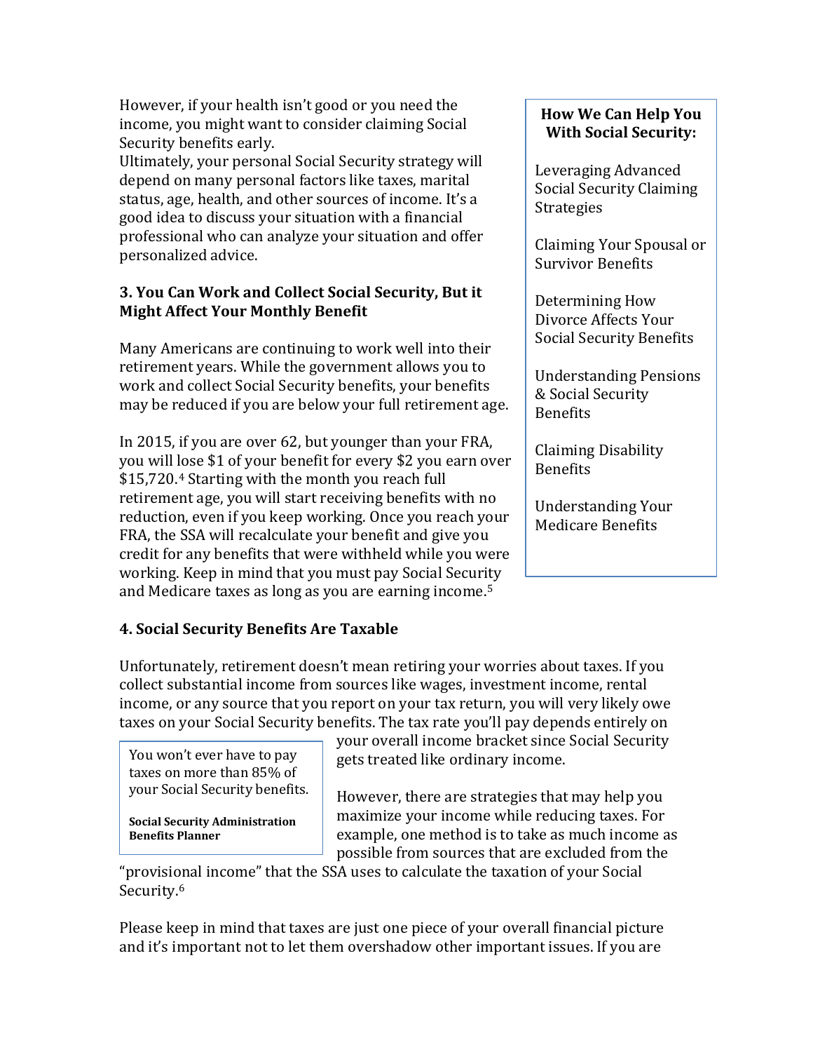However, if your health isn't good or you need the income, you might want to consider claiming Social Security benefits early.

Ultimately, your personal Social Security strategy will depend on many personal factors like taxes, marital status, age, health, and other sources of income. It's a good idea to discuss your situation with a financial professional who can analyze your situation and offer personalized advice.

**3. You Can Work and Collect Social Security, But it Might Affect Your Monthly Benefit**

Many Americans are continuing to work well into their retirement years. While the government allows you to work and collect Social Security benefits, your benefits may be reduced if you are below your full retirement age.

In 2015, if you are over 62, but younger than your FRA, you will lose $1 of your benefit for every $2 you earn over $15,720.[4] Starting with the month you reach full retirement age, you will start receiving benefits with no reduction, even if you keep working. Once you reach your FRA, the SSA will recalculate your benefit and give you credit for any benefits that were withheld while you were working. Keep in mind that you must pay Social Security and Medicare taxes as long as you are earning income.[5]

**How We Can Help You With Social Security:**

Leveraging Advanced Social Security Claiming Strategies

Claiming Your Spousal or Survivor Benefits

Determining How Divorce Affects Your Social Security Benefits

Understanding Pensions & Social Security Benefits

Claiming Disability Benefits

Understanding Your Medicare Benefits

**4. Social Security Benefits Are Taxable**

Unfortunately, retirement doesn't mean retiring your worries about taxes. If you collect substantial income from sources like wages, investment income, rental income, or any source that you report on your tax return, you will very likely owe taxes on your Social Security benefits. The tax rate you'll pay depends entirely on your overall income bracket since Social Security gets treated like ordinary income.

> You won't ever have to pay taxes on more than 85% of your Social Security benefits.
>
> **Social Security Administration Benefits Planner**

However, there are strategies that may help you maximize your income while reducing taxes. For example, one method is to take as much income as possible from sources that are excluded from the "provisional income" that the SSA uses to calculate the taxation of your Social Security.[6]

Please keep in mind that taxes are just one piece of your overall financial picture and it's important not to let them overshadow other important issues. If you are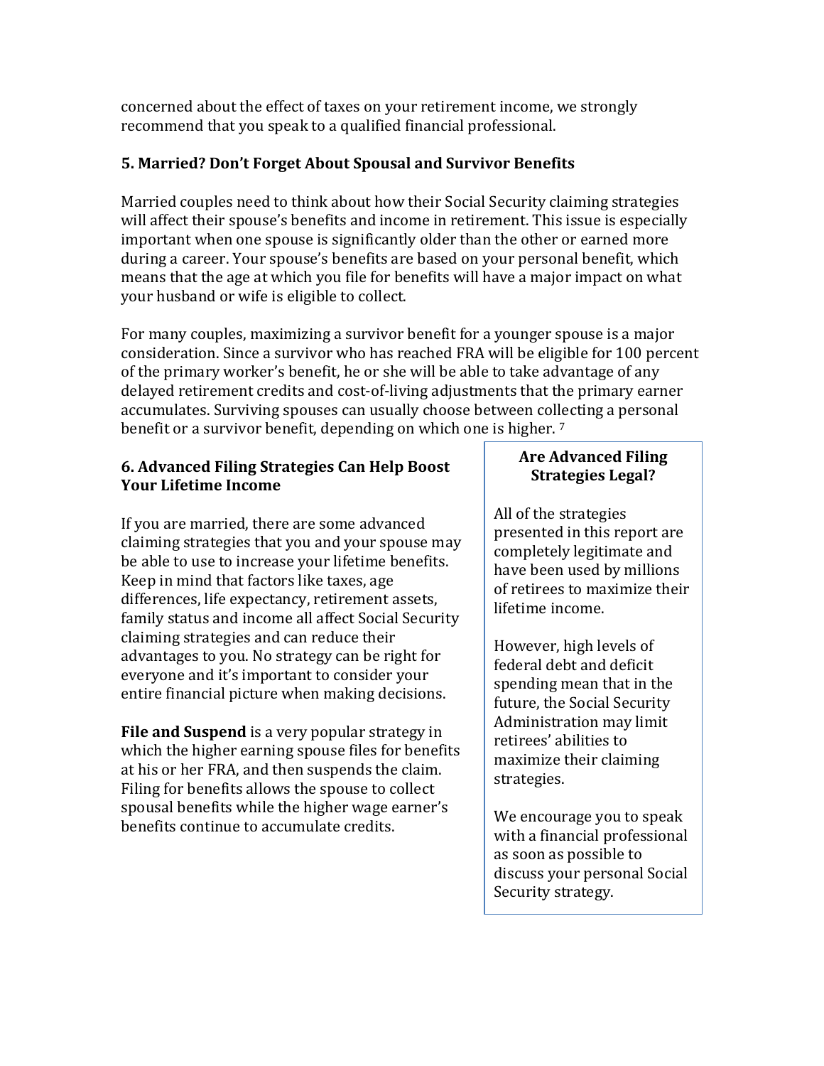concerned about the effect of taxes on your retirement income, we strongly recommend that you speak to a qualified financial professional.

**5. Married? Don't Forget About Spousal and Survivor Benefits**

Married couples need to think about how their Social Security claiming strategies will affect their spouse's benefits and income in retirement. This issue is especially important when one spouse is significantly older than the other or earned more during a career. Your spouse's benefits are based on your personal benefit, which means that the age at which you file for benefits will have a major impact on what your husband or wife is eligible to collect.

For many couples, maximizing a survivor benefit for a younger spouse is a major consideration. Since a survivor who has reached FRA will be eligible for 100 percent of the primary worker's benefit, he or she will be able to take advantage of any delayed retirement credits and cost-of-living adjustments that the primary earner accumulates. Surviving spouses can usually choose between collecting a personal benefit or a survivor benefit, depending on which one is higher. [7]

**6. Advanced Filing Strategies Can Help Boost Your Lifetime Income**

If you are married, there are some advanced claiming strategies that you and your spouse may be able to use to increase your lifetime benefits. Keep in mind that factors like taxes, age differences, life expectancy, retirement assets, family status and income all affect Social Security claiming strategies and can reduce their advantages to you. No strategy can be right for everyone and it's important to consider your entire financial picture when making decisions.

**File and Suspend** is a very popular strategy in which the higher earning spouse files for benefits at his or her FRA, and then suspends the claim. Filing for benefits allows the spouse to collect spousal benefits while the higher wage earner's benefits continue to accumulate credits.

**Are Advanced Filing Strategies Legal?**

All of the strategies presented in this report are completely legitimate and have been used by millions of retirees to maximize their lifetime income.

However, high levels of federal debt and deficit spending mean that in the future, the Social Security Administration may limit retirees' abilities to maximize their claiming strategies.

We encourage you to speak with a financial professional as soon as possible to discuss your personal Social Security strategy.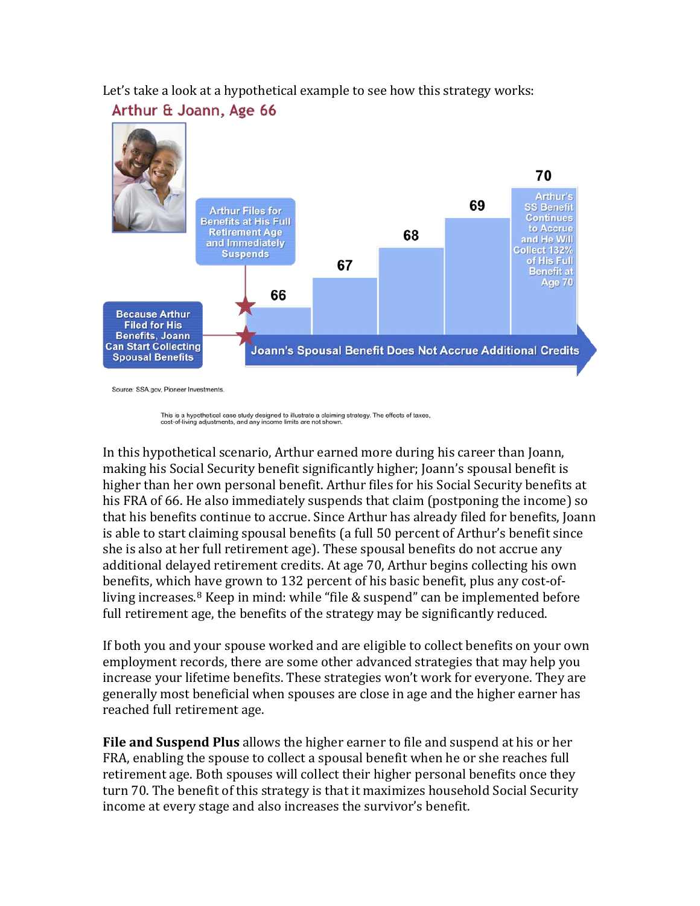Let's take a look at a hypothetical example to see how this strategy works:

## Arthur & Joann, Age 66

Arthur Files for Benefits at His Full Retirement Age and Immediately Suspends

66

67

68

69

70

Arthur's SS Benefit Continues to Accrue and He Will Collect 132% of His Full Benefit at Age 70

Because Arthur Filed for His Benefits, Joann Can Start Collecting Spousal Benefits

Joann's Spousal Benefit Does Not Accrue Additional Credits

Source: SSA.gov, Pioneer Investments.

This is a hypothetical case study designed to illustrate a claiming strategy. The effects of taxes, cost-of-living adjustments, and any income limits are not shown.

In this hypothetical scenario, Arthur earned more during his career than Joann, making his Social Security benefit significantly higher; Joann's spousal benefit is higher than her own personal benefit. Arthur files for his Social Security benefits at his FRA of 66. He also immediately suspends that claim (postponing the income) so that his benefits continue to accrue. Since Arthur has already filed for benefits, Joann is able to start claiming spousal benefits (a full 50 percent of Arthur's benefit since she is also at her full retirement age). These spousal benefits do not accrue any additional delayed retirement credits. At age 70, Arthur begins collecting his own benefits, which have grown to 132 percent of his basic benefit, plus any cost-of-living increases.[8] Keep in mind: while "file & suspend" can be implemented before full retirement age, the benefits of the strategy may be significantly reduced.

If both you and your spouse worked and are eligible to collect benefits on your own employment records, there are some other advanced strategies that may help you increase your lifetime benefits. These strategies won't work for everyone. They are generally most beneficial when spouses are close in age and the higher earner has reached full retirement age.

**File and Suspend Plus** allows the higher earner to file and suspend at his or her FRA, enabling the spouse to collect a spousal benefit when he or she reaches full retirement age. Both spouses will collect their higher personal benefits once they turn 70. The benefit of this strategy is that it maximizes household Social Security income at every stage and also increases the survivor's benefit.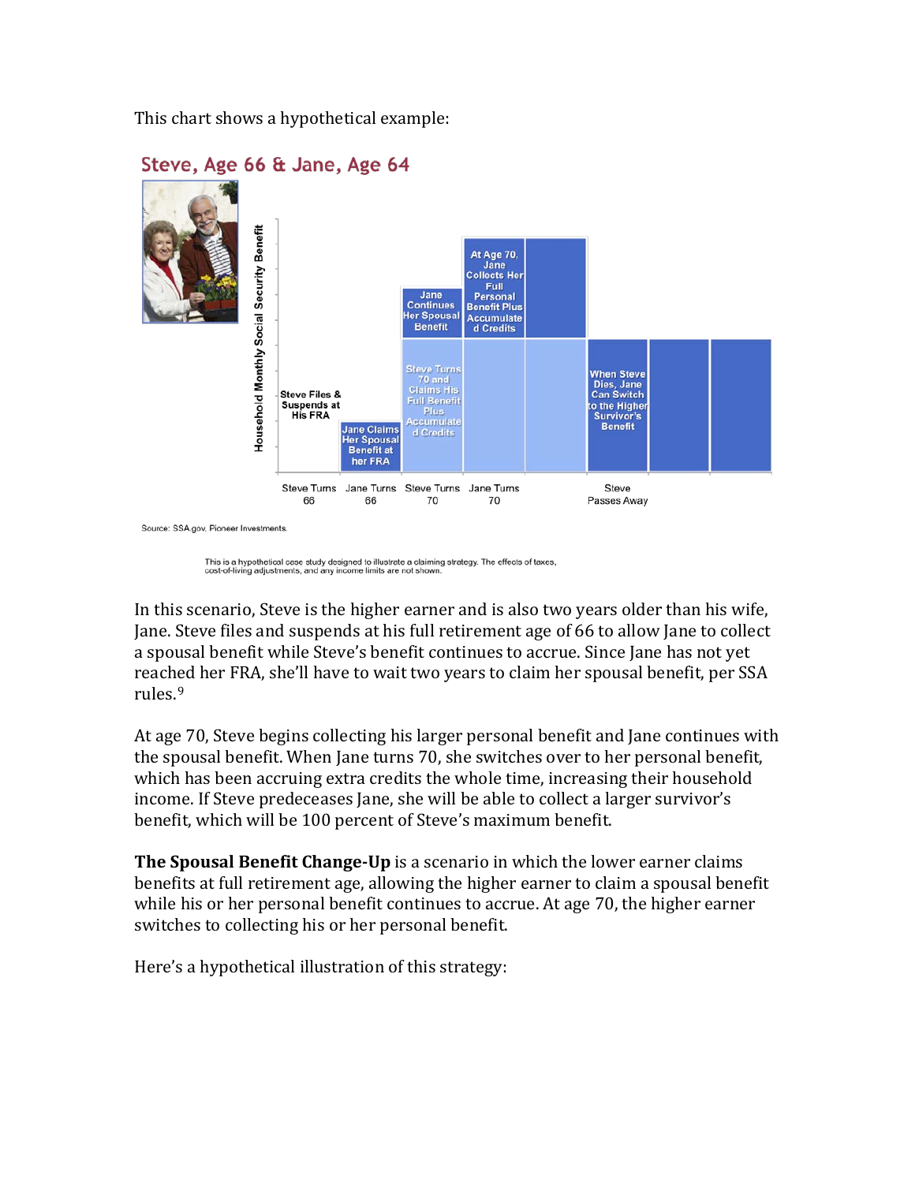This chart shows a hypothetical example:

**Steve, Age 66 & Jane, Age 64**

Household Monthly Social Security Benefit

Steve Files & Suspends at His FRA

Jane Claims Her Spousal Benefit at her FRA

Jane Continues Her Spousal Benefit

Steve Turns 70 and Claims His Full Benefit Plus Accumulated Credits

At Age 70, Jane Collects Her Full Personal Benefit Plus Accumulated Credits

When Steve Dies, Jane Can Switch to the Higher Survivor's Benefit

Steve Turns 66 | Jane Turns 66 | Steve Turns 70 | Jane Turns 70 | Steve Passes Away

Source: SSA.gov, Pioneer Investments.

This is a hypothetical case study designed to illustrate a claiming strategy. The effects of taxes, cost-of-living adjustments, and any income limits are not shown.

In this scenario, Steve is the higher earner and is also two years older than his wife, Jane. Steve files and suspends at his full retirement age of 66 to allow Jane to collect a spousal benefit while Steve's benefit continues to accrue. Since Jane has not yet reached her FRA, she'll have to wait two years to claim her spousal benefit, per SSA rules.[9]

At age 70, Steve begins collecting his larger personal benefit and Jane continues with the spousal benefit. When Jane turns 70, she switches over to her personal benefit, which has been accruing extra credits the whole time, increasing their household income. If Steve predeceases Jane, she will be able to collect a larger survivor's benefit, which will be 100 percent of Steve's maximum benefit.

**The Spousal Benefit Change-Up** is a scenario in which the lower earner claims benefits at full retirement age, allowing the higher earner to claim a spousal benefit while his or her personal benefit continues to accrue. At age 70, the higher earner switches to collecting his or her personal benefit.

Here's a hypothetical illustration of this strategy: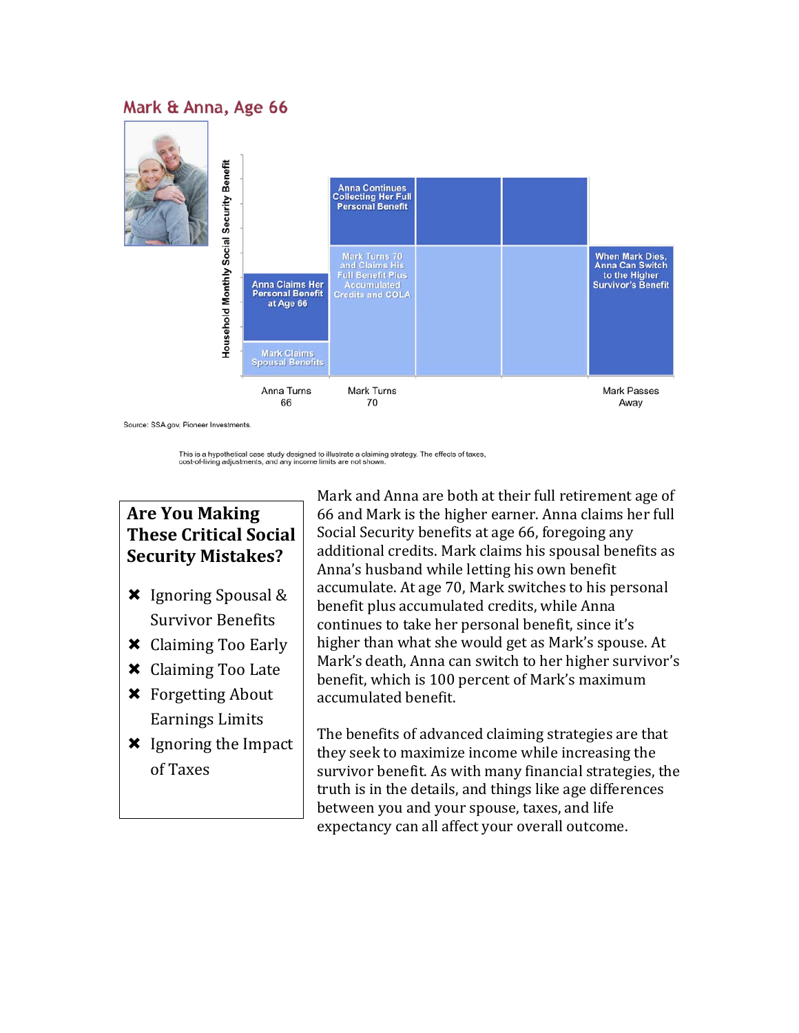## Mark & Anna, Age 66

Household Monthly Social Security Benefit

Anna Claims Her Personal Benefit at Age 66

Mark Claims Spousal Benefits

Anna Continues Collecting Her Full Personal Benefit

Mark Turns 70 and Claims His Full Benefit Plus Accumulated Credits and COLA

When Mark Dies, Anna Can Switch to the Higher Survivor's Benefit

Anna Turns 66 | Mark Turns 70 | Mark Passes Away

Source: SSA.gov, Pioneer Investments.

This is a hypothetical case study designed to illustrate a claiming strategy. The effects of taxes, cost-of-living adjustments, and any income limits are not shown.

Mark and Anna are both at their full retirement age of 66 and Mark is the higher earner. Anna claims her full Social Security benefits at age 66, foregoing any additional credits. Mark claims his spousal benefits as Anna's husband while letting his own benefit accumulate. At age 70, Mark switches to his personal benefit plus accumulated credits, while Anna continues to take her personal benefit, since it's higher than what she would get as Mark's spouse. At Mark's death, Anna can switch to her higher survivor's benefit, which is 100 percent of Mark's maximum accumulated benefit.

The benefits of advanced claiming strategies are that they seek to maximize income while increasing the survivor benefit. As with many financial strategies, the truth is in the details, and things like age differences between you and your spouse, taxes, and life expectancy can all affect your overall outcome.

### Are You Making These Critical Social Security Mistakes?

- ✖ Ignoring Spousal & Survivor Benefits
- ✖ Claiming Too Early
- ✖ Claiming Too Late
- ✖ Forgetting About Earnings Limits
- ✖ Ignoring the Impact of Taxes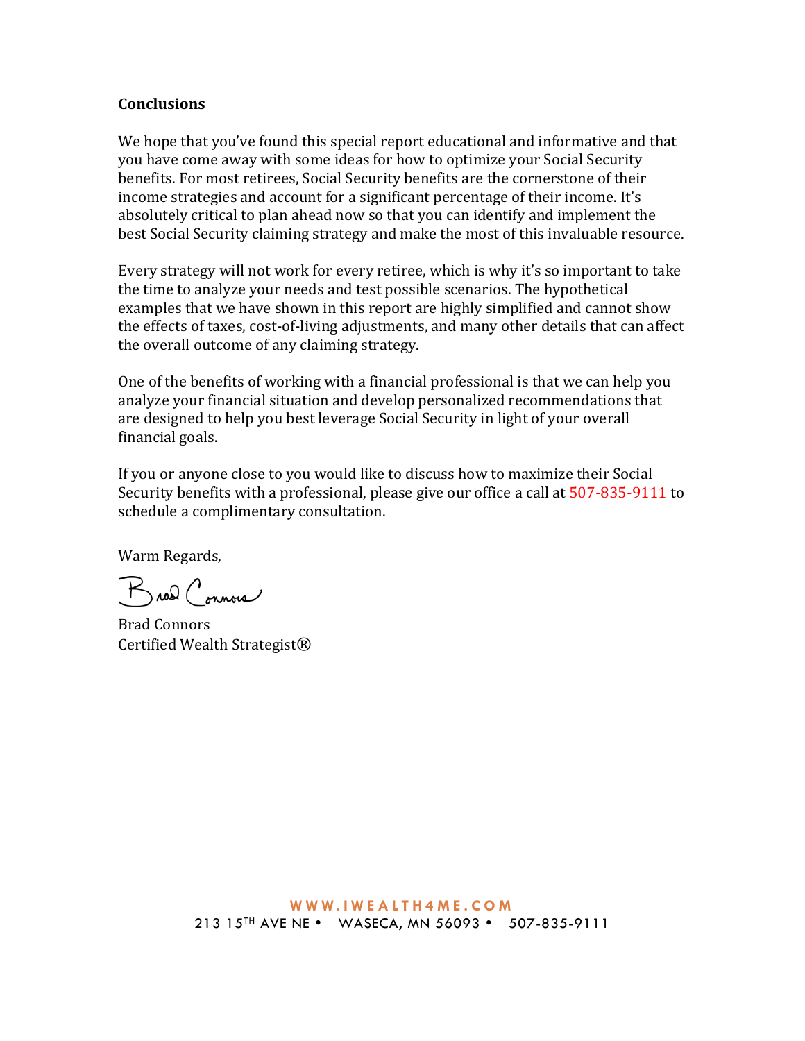**Conclusions**

We hope that you've found this special report educational and informative and that you have come away with some ideas for how to optimize your Social Security benefits. For most retirees, Social Security benefits are the cornerstone of their income strategies and account for a significant percentage of their income. It's absolutely critical to plan ahead now so that you can identify and implement the best Social Security claiming strategy and make the most of this invaluable resource.

Every strategy will not work for every retiree, which is why it's so important to take the time to analyze your needs and test possible scenarios. The hypothetical examples that we have shown in this report are highly simplified and cannot show the effects of taxes, cost-of-living adjustments, and many other details that can affect the overall outcome of any claiming strategy.

One of the benefits of working with a financial professional is that we can help you analyze your financial situation and develop personalized recommendations that are designed to help you best leverage Social Security in light of your overall financial goals.

If you or anyone close to you would like to discuss how to maximize their Social Security benefits with a professional, please give our office a call at 507-835-9111 to schedule a complimentary consultation.

Warm Regards,

Brad Connors

Brad Connors
Certified Wealth Strategist®

WWW.IWEALTH4ME.COM
213 15TH AVE NE • WASECA, MN 56093 • 507-835-9111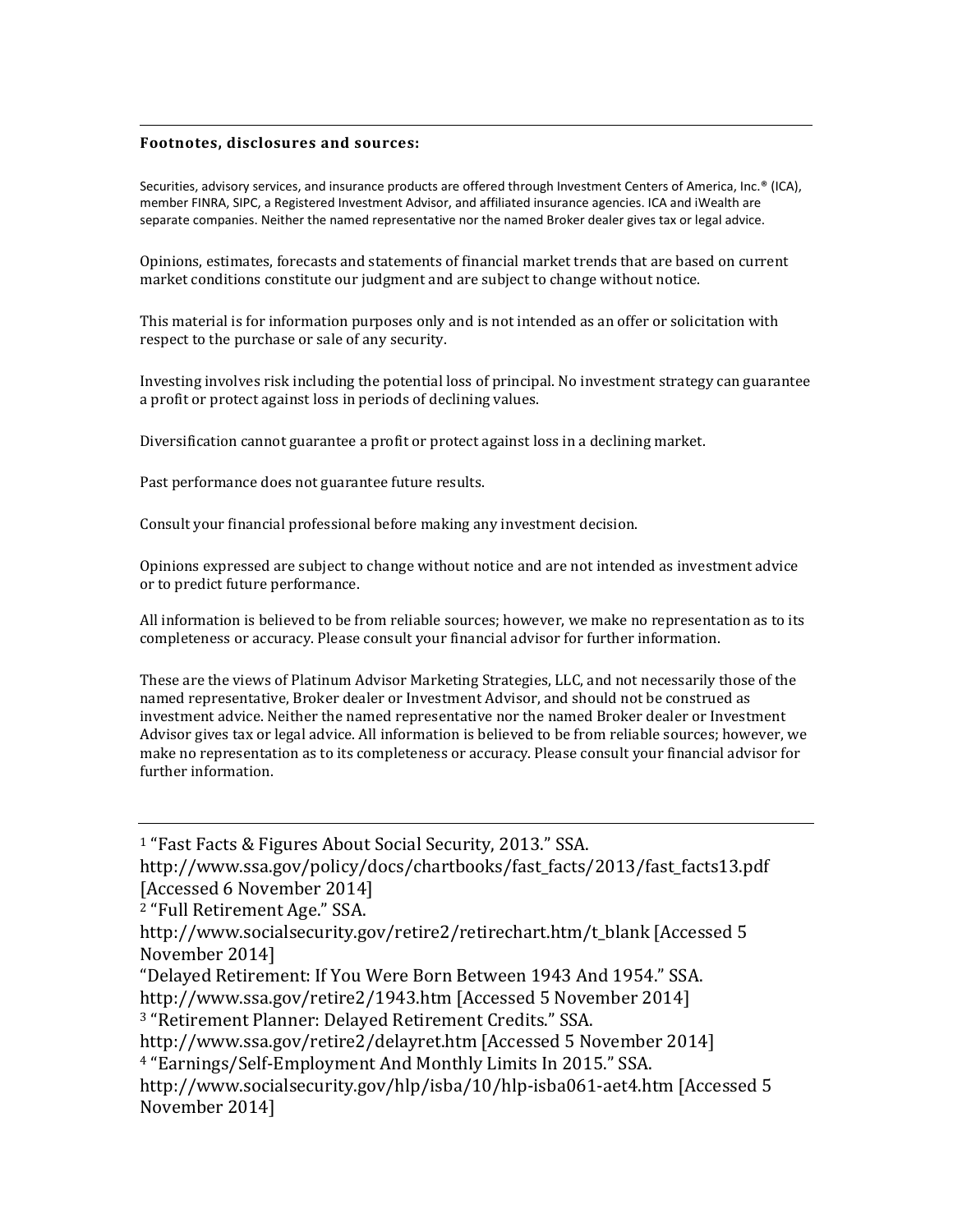**Footnotes, disclosures and sources:**

Securities, advisory services, and insurance products are offered through Investment Centers of America, Inc.® (ICA), member FINRA, SIPC, a Registered Investment Advisor, and affiliated insurance agencies. ICA and iWealth are separate companies. Neither the named representative nor the named Broker dealer gives tax or legal advice.

Opinions, estimates, forecasts and statements of financial market trends that are based on current market conditions constitute our judgment and are subject to change without notice.

This material is for information purposes only and is not intended as an offer or solicitation with respect to the purchase or sale of any security.

Investing involves risk including the potential loss of principal. No investment strategy can guarantee a profit or protect against loss in periods of declining values.

Diversification cannot guarantee a profit or protect against loss in a declining market.

Past performance does not guarantee future results.

Consult your financial professional before making any investment decision.

Opinions expressed are subject to change without notice and are not intended as investment advice or to predict future performance.

All information is believed to be from reliable sources; however, we make no representation as to its completeness or accuracy. Please consult your financial advisor for further information.

These are the views of Platinum Advisor Marketing Strategies, LLC, and not necessarily those of the named representative, Broker dealer or Investment Advisor, and should not be construed as investment advice. Neither the named representative nor the named Broker dealer or Investment Advisor gives tax or legal advice. All information is believed to be from reliable sources; however, we make no representation as to its completeness or accuracy. Please consult your financial advisor for further information.

---

[1] "Fast Facts & Figures About Social Security, 2013." SSA. http://www.ssa.gov/policy/docs/chartbooks/fast_facts/2013/fast_facts13.pdf [Accessed 6 November 2014]

[2] "Full Retirement Age." SSA. http://www.socialsecurity.gov/retire2/retirechart.htm/t_blank [Accessed 5 November 2014]

"Delayed Retirement: If You Were Born Between 1943 And 1954." SSA. http://www.ssa.gov/retire2/1943.htm [Accessed 5 November 2014]

[3] "Retirement Planner: Delayed Retirement Credits." SSA. http://www.ssa.gov/retire2/delayret.htm [Accessed 5 November 2014]

[4] "Earnings/Self-Employment And Monthly Limits In 2015." SSA. http://www.socialsecurity.gov/hlp/isba/10/hlp-isba061-aet4.htm [Accessed 5 November 2014]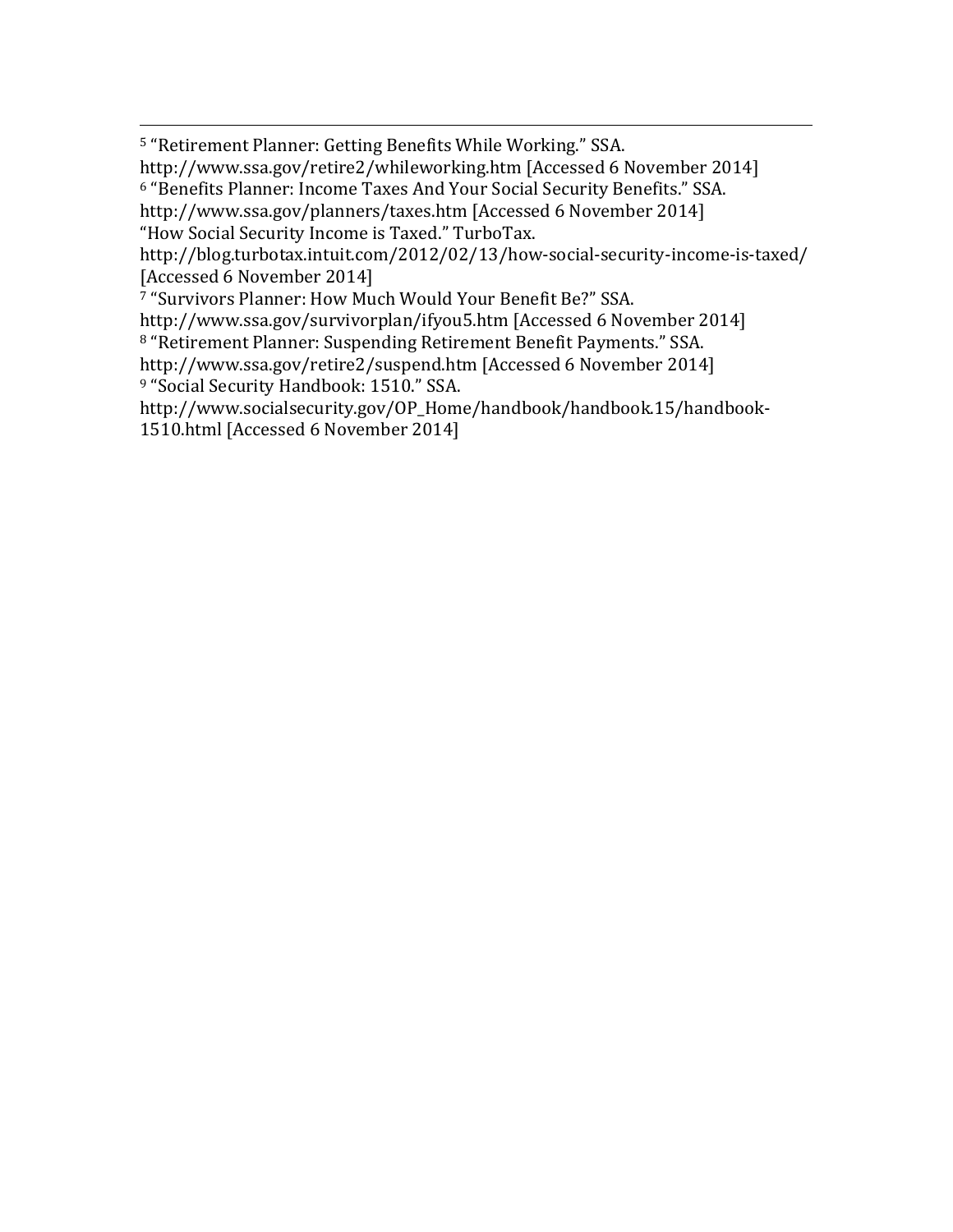[5] "Retirement Planner: Getting Benefits While Working." SSA. http://www.ssa.gov/retire2/whileworking.htm [Accessed 6 November 2014]

[6] "Benefits Planner: Income Taxes And Your Social Security Benefits." SSA. http://www.ssa.gov/planners/taxes.htm [Accessed 6 November 2014]
"How Social Security Income is Taxed." TurboTax. http://blog.turbotax.intuit.com/2012/02/13/how-social-security-income-is-taxed/ [Accessed 6 November 2014]

[7] "Survivors Planner: How Much Would Your Benefit Be?" SSA. http://www.ssa.gov/survivorplan/ifyou5.htm [Accessed 6 November 2014]

[8] "Retirement Planner: Suspending Retirement Benefit Payments." SSA. http://www.ssa.gov/retire2/suspend.htm [Accessed 6 November 2014]

[9] "Social Security Handbook: 1510." SSA. http://www.socialsecurity.gov/OP_Home/handbook/handbook.15/handbook-1510.html [Accessed 6 November 2014]